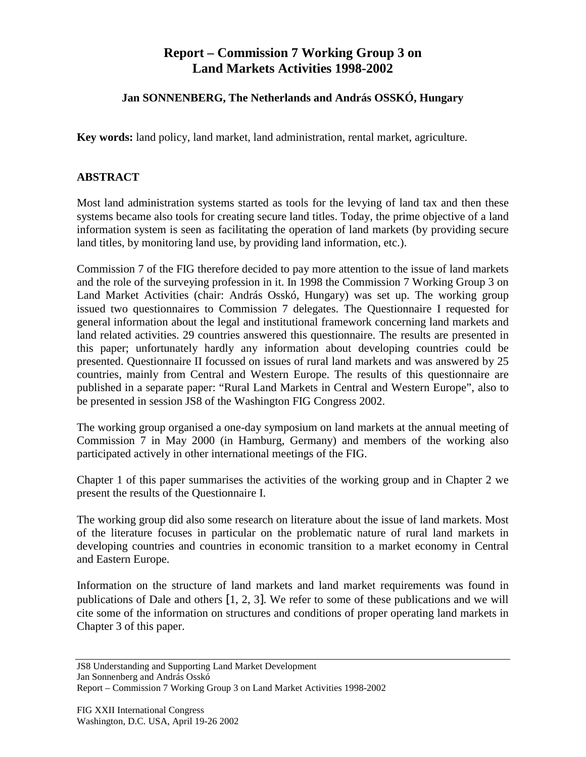# Report – Commission 7 Working Group 3 on Land Markets Activities 1998-2002

**Jan SONNENBERG, The Netherlands and András OSSKÓ, Hungary**

**Key words:** land policy, land market, land administration, rental market, agriculture.

## ABSTRACT

Most land administration systems started as tools for the levying of land tax and then these systems became also tools for creating secure land titles. Today, the prime objective of a land information system is seen as facilitating the operation of land markets (by providing secure land titles, by monitoring land use, by providing land information, etc.).

Commission 7 of the FIG therefore decided to pay more attention to the issue of land markets and the role of the surveying profession in it. In 1998 the Commission 7 Working Group 3 on Land Market Activities (chair: András Osskó, Hungary) was set up. The working group issued two questionnaires to Commission 7 delegates. The Questionnaire I requested for general information about the legal and institutional framework concerning land markets and land related activities. 29 countries answered this questionnaire. The results are presented in this paper; unfortunately hardly any information about developing countries could be presented. Questionnaire II focussed on issues of rural land markets and was answered by 25 countries, mainly from Central and Western Europe. The results of this questionnaire are published in a separate paper: "Rural Land Markets in Central and Western Europe", also to be presented in session JS8 of the Washington FIG Congress 2002.

The working group organised a one-day symposium on land markets at the annual meeting of Commission 7 in May 2000 (in Hamburg, Germany) and members of the working also participated actively in other international meetings of the FIG.

Chapter 1 of this paper summarises the activities of the working group and in Chapter 2 we present the results of the Questionnaire I.

The working group did also some research on literature about the issue of land markets. Most of the literature focuses in particular on the problematic nature of rural land markets in developing countries and countries in economic transition to a market economy in Central and Eastern Europe.

Information on the structure of land markets and land market requirements was found in publications of Dale and others [1, 2, 3]. We refer to some of these publications and we will cite some of the information on structures and conditions of proper operating land markets in Chapter 3 of this paper.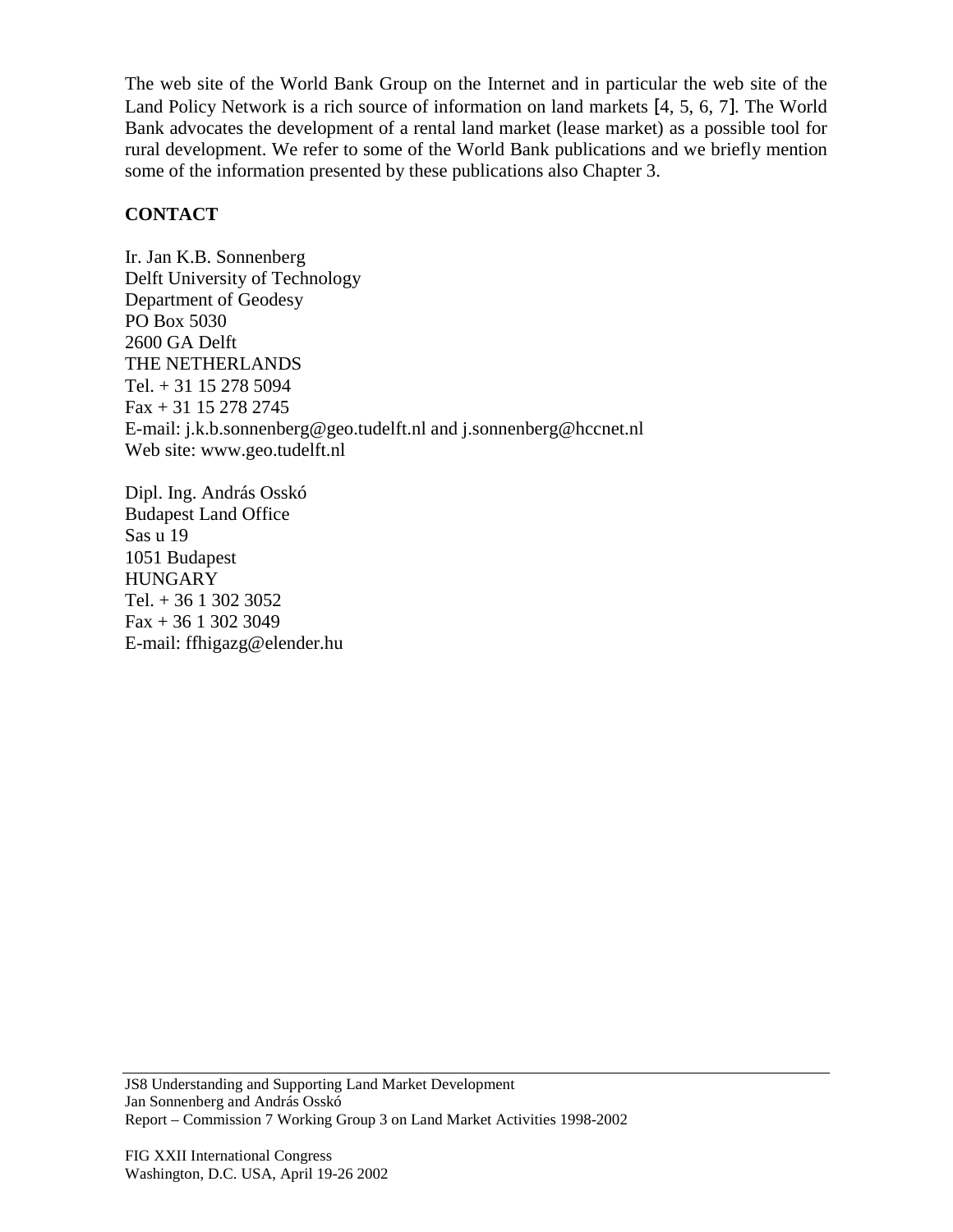The web site of the World Bank Group on the Internet and in particular the web site of the Land Policy Network is a rich source of information on land markets [4, 5, 6, 7]. The World Bank advocates the development of a rental land market (lease market) as a possible tool for rural development. We refer to some of the World Bank publications and we briefly mention some of the information presented by these publications also Chapter 3.

## CONTACT

Ir. Jan K.B. Sonnenberg
Delft University of Technology
Department of Geodesy
PO Box 5030
2600 GA Delft
THE NETHERLANDS
Tel. + 31 15 278 5094
Fax + 31 15 278 2745
E-mail: j.k.b.sonnenberg@geo.tudelft.nl and j.sonnenberg@hccnet.nl
Web site: www.geo.tudelft.nl

Dipl. Ing. András Osskó
Budapest Land Office
Sas u 19
1051 Budapest
HUNGARY
Tel. + 36 1 302 3052
Fax + 36 1 302 3049
E-mail: ffhigazg@elender.hu